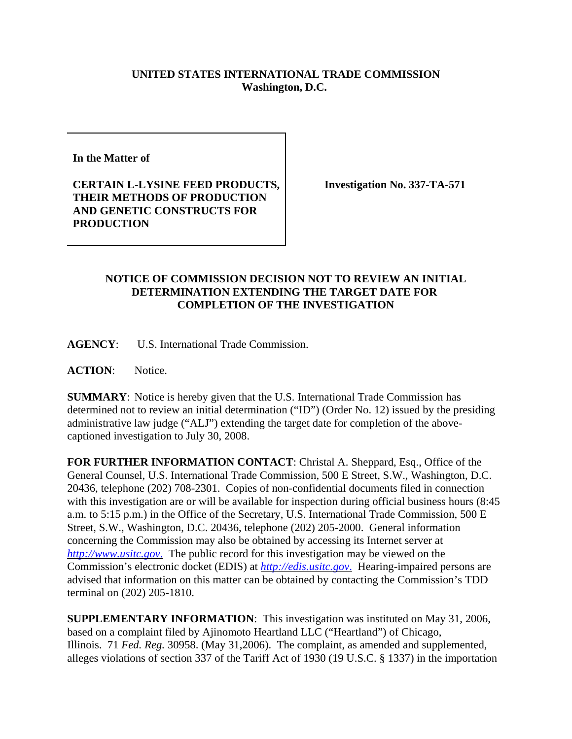**UNITED STATES INTERNATIONAL TRADE COMMISSION**
**Washington, D.C.**

| | |
|---|---|
| **In the Matter of**<br><br>**CERTAIN L-LYSINE FEED PRODUCTS, THEIR METHODS OF PRODUCTION AND GENETIC CONSTRUCTS FOR PRODUCTION** | **Investigation No. 337-TA-571** |

**NOTICE OF COMMISSION DECISION NOT TO REVIEW AN INITIAL DETERMINATION EXTENDING THE TARGET DATE FOR COMPLETION OF THE INVESTIGATION**

**AGENCY**: U.S. International Trade Commission.

**ACTION**: Notice.

**SUMMARY**: Notice is hereby given that the U.S. International Trade Commission has determined not to review an initial determination ("ID") (Order No. 12) issued by the presiding administrative law judge ("ALJ") extending the target date for completion of the above-captioned investigation to July 30, 2008.

**FOR FURTHER INFORMATION CONTACT**: Christal A. Sheppard, Esq., Office of the General Counsel, U.S. International Trade Commission, 500 E Street, S.W., Washington, D.C. 20436, telephone (202) 708-2301. Copies of non-confidential documents filed in connection with this investigation are or will be available for inspection during official business hours (8:45 a.m. to 5:15 p.m.) in the Office of the Secretary, U.S. International Trade Commission, 500 E Street, S.W., Washington, D.C. 20436, telephone (202) 205-2000. General information concerning the Commission may also be obtained by accessing its Internet server at *http://www.usitc.gov*. The public record for this investigation may be viewed on the Commission's electronic docket (EDIS) at *http://edis.usitc.gov*. Hearing-impaired persons are advised that information on this matter can be obtained by contacting the Commission's TDD terminal on (202) 205-1810.

**SUPPLEMENTARY INFORMATION**: This investigation was instituted on May 31, 2006, based on a complaint filed by Ajinomoto Heartland LLC ("Heartland") of Chicago, Illinois. 71 *Fed. Reg.* 30958. (May 31,2006). The complaint, as amended and supplemented, alleges violations of section 337 of the Tariff Act of 1930 (19 U.S.C. § 1337) in the importation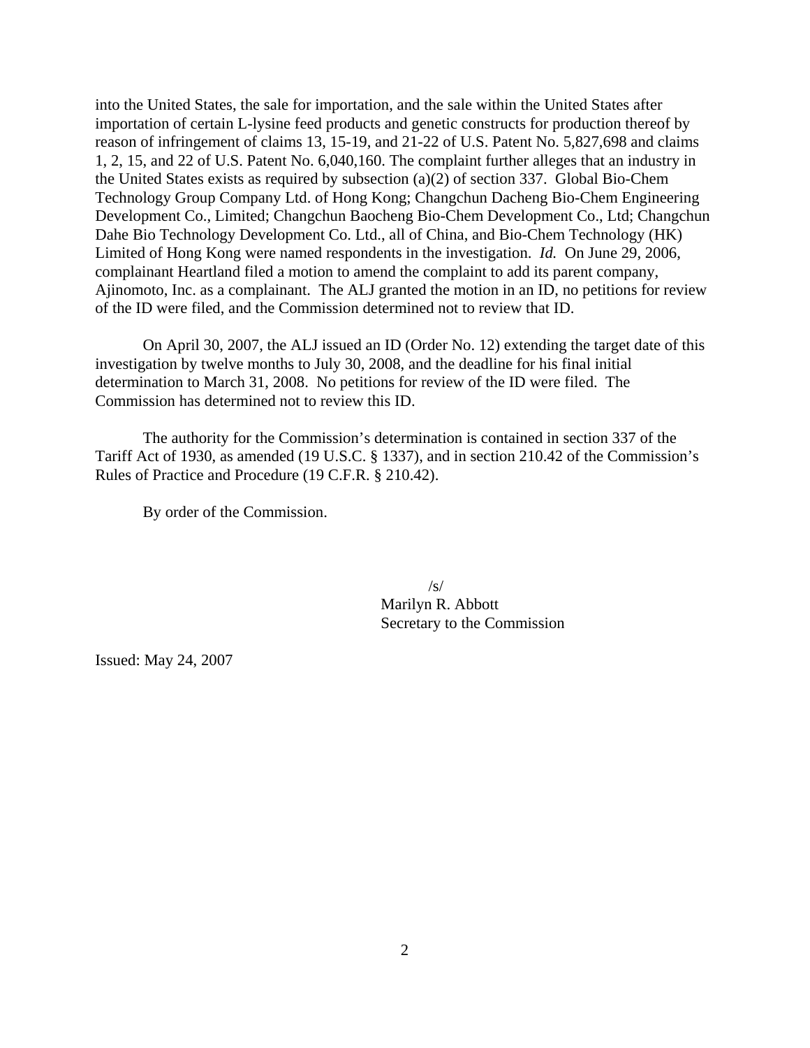into the United States, the sale for importation, and the sale within the United States after importation of certain L-lysine feed products and genetic constructs for production thereof by reason of infringement of claims 13, 15-19, and 21-22 of U.S. Patent No. 5,827,698 and claims 1, 2, 15, and 22 of U.S. Patent No. 6,040,160. The complaint further alleges that an industry in the United States exists as required by subsection (a)(2) of section 337. Global Bio-Chem Technology Group Company Ltd. of Hong Kong; Changchun Dacheng Bio-Chem Engineering Development Co., Limited; Changchun Baocheng Bio-Chem Development Co., Ltd; Changchun Dahe Bio Technology Development Co. Ltd., all of China, and Bio-Chem Technology (HK) Limited of Hong Kong were named respondents in the investigation. *Id.* On June 29, 2006, complainant Heartland filed a motion to amend the complaint to add its parent company, Ajinomoto, Inc. as a complainant. The ALJ granted the motion in an ID, no petitions for review of the ID were filed, and the Commission determined not to review that ID.

On April 30, 2007, the ALJ issued an ID (Order No. 12) extending the target date of this investigation by twelve months to July 30, 2008, and the deadline for his final initial determination to March 31, 2008. No petitions for review of the ID were filed. The Commission has determined not to review this ID.

The authority for the Commission's determination is contained in section 337 of the Tariff Act of 1930, as amended (19 U.S.C. § 1337), and in section 210.42 of the Commission's Rules of Practice and Procedure (19 C.F.R. § 210.42).

By order of the Commission.

/s/
Marilyn R. Abbott
Secretary to the Commission

Issued: May 24, 2007